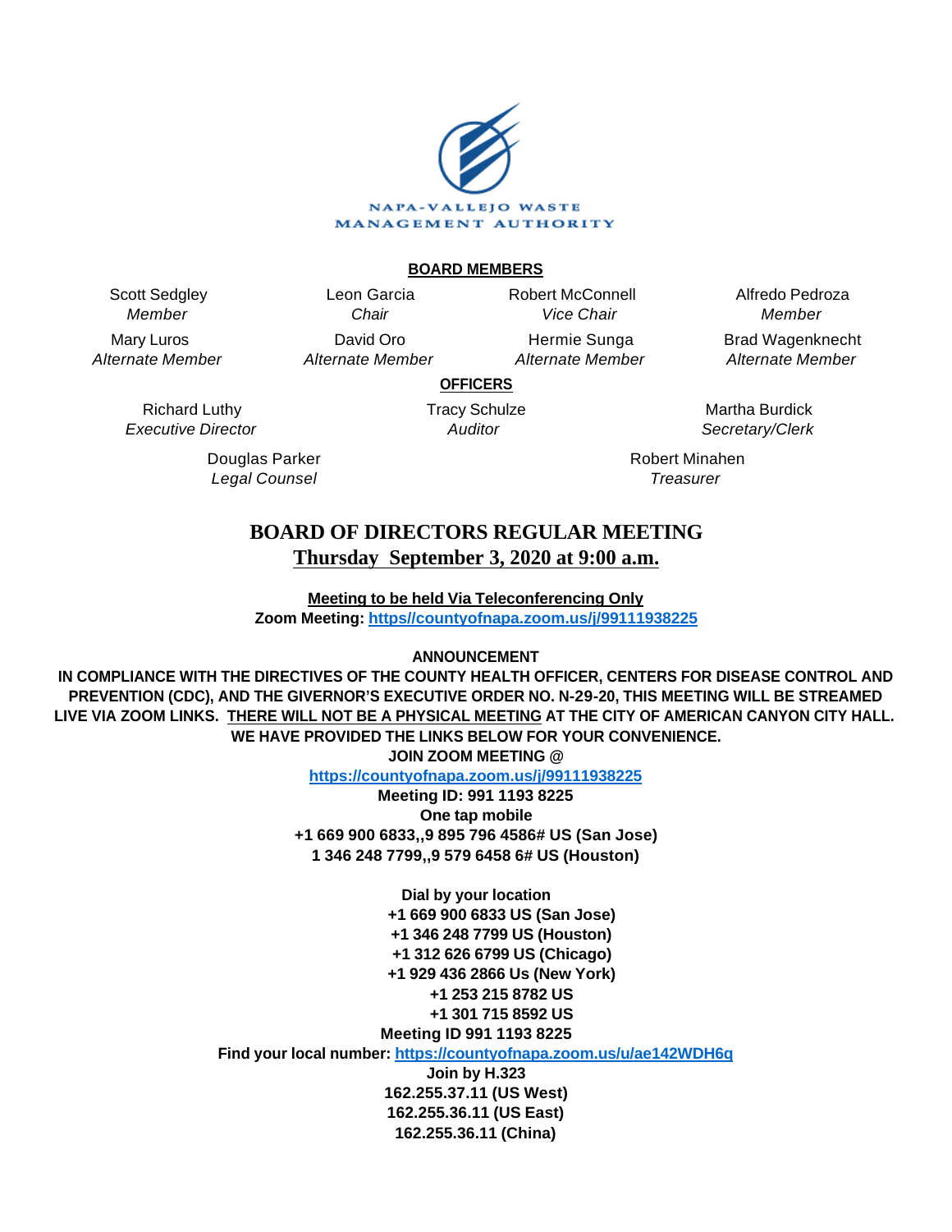NAPA-VALLEJO WASTE MANAGEMENT AUTHORITY

**BOARD MEMBERS**

| | | | |
|---|---|---|---|
| Scott Sedgley *Member* | Leon Garcia *Chair* | Robert McConnell *Vice Chair* | Alfredo Pedroza *Member* |
| Mary Luros *Alternate Member* | David Oro *Alternate Member* | Hermie Sunga *Alternate Member* | Brad Wagenknecht *Alternate Member* |

**OFFICERS**

| | | |
|---|---|---|
| Richard Luthy *Executive Director* | Tracy Schulze *Auditor* | Martha Burdick *Secretary/Clerk* |
| Douglas Parker *Legal Counsel* | | Robert Minahen *Treasurer* |

# BOARD OF DIRECTORS REGULAR MEETING

## Thursday September 3, 2020 at 9:00 a.m.

**Meeting to be held Via Teleconferencing Only**

**Zoom Meeting: https//countyofnapa.zoom.us/j/99111938225**

**ANNOUNCEMENT**

**IN COMPLIANCE WITH THE DIRECTIVES OF THE COUNTY HEALTH OFFICER, CENTERS FOR DISEASE CONTROL AND PREVENTION (CDC), AND THE GIVERNOR'S EXECUTIVE ORDER NO. N-29-20, THIS MEETING WILL BE STREAMED LIVE VIA ZOOM LINKS. THERE WILL NOT BE A PHYSICAL MEETING AT THE CITY OF AMERICAN CANYON CITY HALL. WE HAVE PROVIDED THE LINKS BELOW FOR YOUR CONVENIENCE.**

**JOIN ZOOM MEETING @**

**https://countyofnapa.zoom.us/j/99111938225**

**Meeting ID: 991 1193 8225**

**One tap mobile**

**+1 669 900 6833,,9 895 796 4586# US (San Jose)**

**1 346 248 7799,,9 579 6458 6# US (Houston)**

**Dial by your location**

**+1 669 900 6833 US (San Jose)**

**+1 346 248 7799 US (Houston)**

**+1 312 626 6799 US (Chicago)**

**+1 929 436 2866 Us (New York)**

**+1 253 215 8782 US**

**+1 301 715 8592 US**

**Meeting ID 991 1193 8225**

**Find your local number: https://countyofnapa.zoom.us/u/ae142WDH6q**

**Join by H.323**

**162.255.37.11 (US West)**

**162.255.36.11 (US East)**

**162.255.36.11 (China)**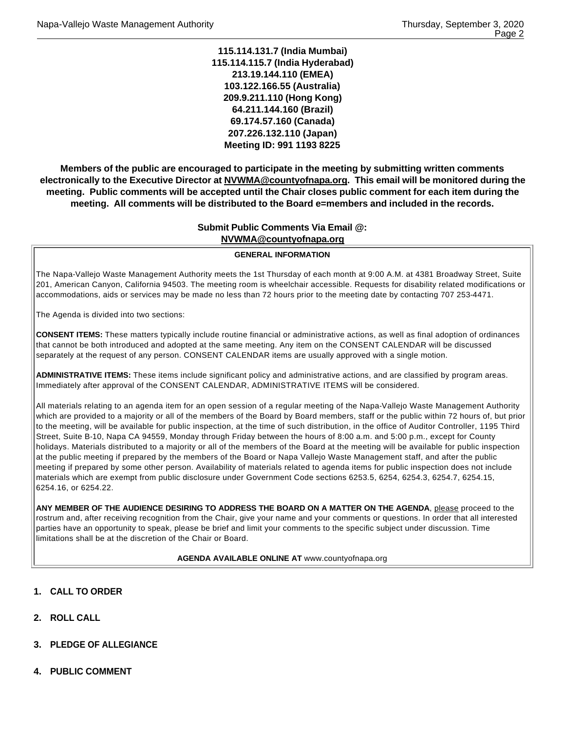**115.114.131.7 (India Mumbai)**
**115.114.115.7 (India Hyderabad)**
**213.19.144.110 (EMEA)**
**103.122.166.55 (Australia)**
**209.9.211.110 (Hong Kong)**
**64.211.144.160 (Brazil)**
**69.174.57.160 (Canada)**
**207.226.132.110 (Japan)**
**Meeting ID: 991 1193 8225**

**Members of the public are encouraged to participate in the meeting by submitting written comments electronically to the Executive Director at NVWMA@countyofnapa.org. This email will be monitored during the meeting. Public comments will be accepted until the Chair closes public comment for each item during the meeting. All comments will be distributed to the Board e=members and included in the records.**

**Submit Public Comments Via Email @:**
**NVWMA@countyofnapa.org**

**GENERAL INFORMATION**

The Napa-Vallejo Waste Management Authority meets the 1st Thursday of each month at 9:00 A.M. at 4381 Broadway Street, Suite 201, American Canyon, California 94503. The meeting room is wheelchair accessible. Requests for disability related modifications or accommodations, aids or services may be made no less than 72 hours prior to the meeting date by contacting 707 253-4471.

The Agenda is divided into two sections:

**CONSENT ITEMS:** These matters typically include routine financial or administrative actions, as well as final adoption of ordinances that cannot be both introduced and adopted at the same meeting. Any item on the CONSENT CALENDAR will be discussed separately at the request of any person. CONSENT CALENDAR items are usually approved with a single motion.

**ADMINISTRATIVE ITEMS:** These items include significant policy and administrative actions, and are classified by program areas. Immediately after approval of the CONSENT CALENDAR, ADMINISTRATIVE ITEMS will be considered.

All materials relating to an agenda item for an open session of a regular meeting of the Napa-Vallejo Waste Management Authority which are provided to a majority or all of the members of the Board by Board members, staff or the public within 72 hours of, but prior to the meeting, will be available for public inspection, at the time of such distribution, in the office of Auditor Controller, 1195 Third Street, Suite B-10, Napa CA 94559, Monday through Friday between the hours of 8:00 a.m. and 5:00 p.m., except for County holidays. Materials distributed to a majority or all of the members of the Board at the meeting will be available for public inspection at the public meeting if prepared by the members of the Board or Napa Vallejo Waste Management staff, and after the public meeting if prepared by some other person. Availability of materials related to agenda items for public inspection does not include materials which are exempt from public disclosure under Government Code sections 6253.5, 6254, 6254.3, 6254.7, 6254.15, 6254.16, or 6254.22.

**ANY MEMBER OF THE AUDIENCE DESIRING TO ADDRESS THE BOARD ON A MATTER ON THE AGENDA**, please proceed to the rostrum and, after receiving recognition from the Chair, give your name and your comments or questions. In order that all interested parties have an opportunity to speak, please be brief and limit your comments to the specific subject under discussion. Time limitations shall be at the discretion of the Chair or Board.

**AGENDA AVAILABLE ONLINE AT** www.countyofnapa.org

1. **CALL TO ORDER**

2. **ROLL CALL**

3. **PLEDGE OF ALLEGIANCE**

4. **PUBLIC COMMENT**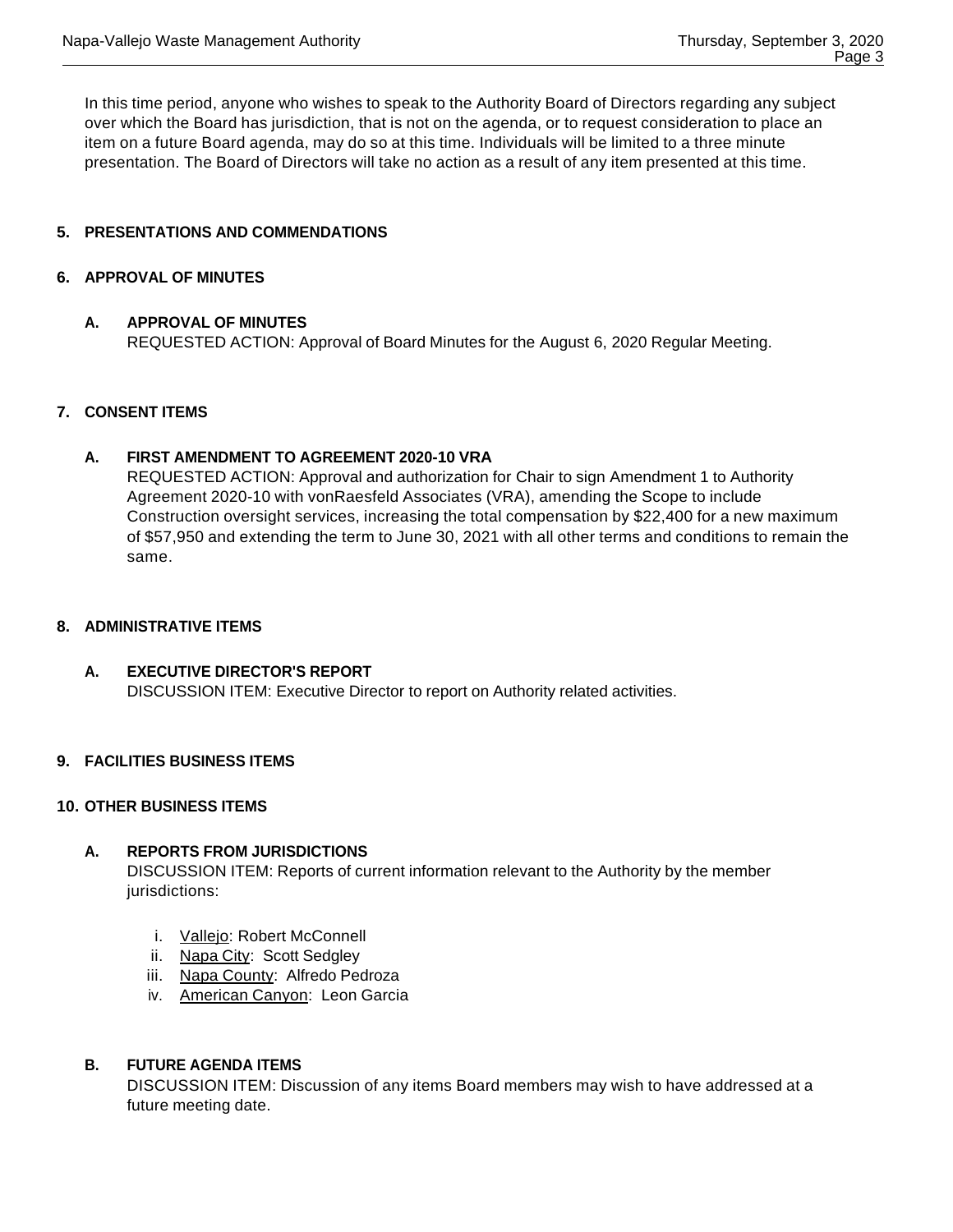In this time period, anyone who wishes to speak to the Authority Board of Directors regarding any subject over which the Board has jurisdiction, that is not on the agenda, or to request consideration to place an item on a future Board agenda, may do so at this time. Individuals will be limited to a three minute presentation. The Board of Directors will take no action as a result of any item presented at this time.

**5. PRESENTATIONS AND COMMENDATIONS**

**6. APPROVAL OF MINUTES**

**A. APPROVAL OF MINUTES**
REQUESTED ACTION: Approval of Board Minutes for the August 6, 2020 Regular Meeting.

**7. CONSENT ITEMS**

**A. FIRST AMENDMENT TO AGREEMENT 2020-10 VRA**
REQUESTED ACTION: Approval and authorization for Chair to sign Amendment 1 to Authority Agreement 2020-10 with vonRaesfeld Associates (VRA), amending the Scope to include Construction oversight services, increasing the total compensation by $22,400 for a new maximum of $57,950 and extending the term to June 30, 2021 with all other terms and conditions to remain the same.

**8. ADMINISTRATIVE ITEMS**

**A. EXECUTIVE DIRECTOR'S REPORT**
DISCUSSION ITEM: Executive Director to report on Authority related activities.

**9. FACILITIES BUSINESS ITEMS**

**10. OTHER BUSINESS ITEMS**

**A. REPORTS FROM JURISDICTIONS**
DISCUSSION ITEM: Reports of current information relevant to the Authority by the member jurisdictions:

i. Vallejo: Robert McConnell
ii. Napa City: Scott Sedgley
iii. Napa County: Alfredo Pedroza
iv. American Canyon: Leon Garcia

**B. FUTURE AGENDA ITEMS**
DISCUSSION ITEM: Discussion of any items Board members may wish to have addressed at a future meeting date.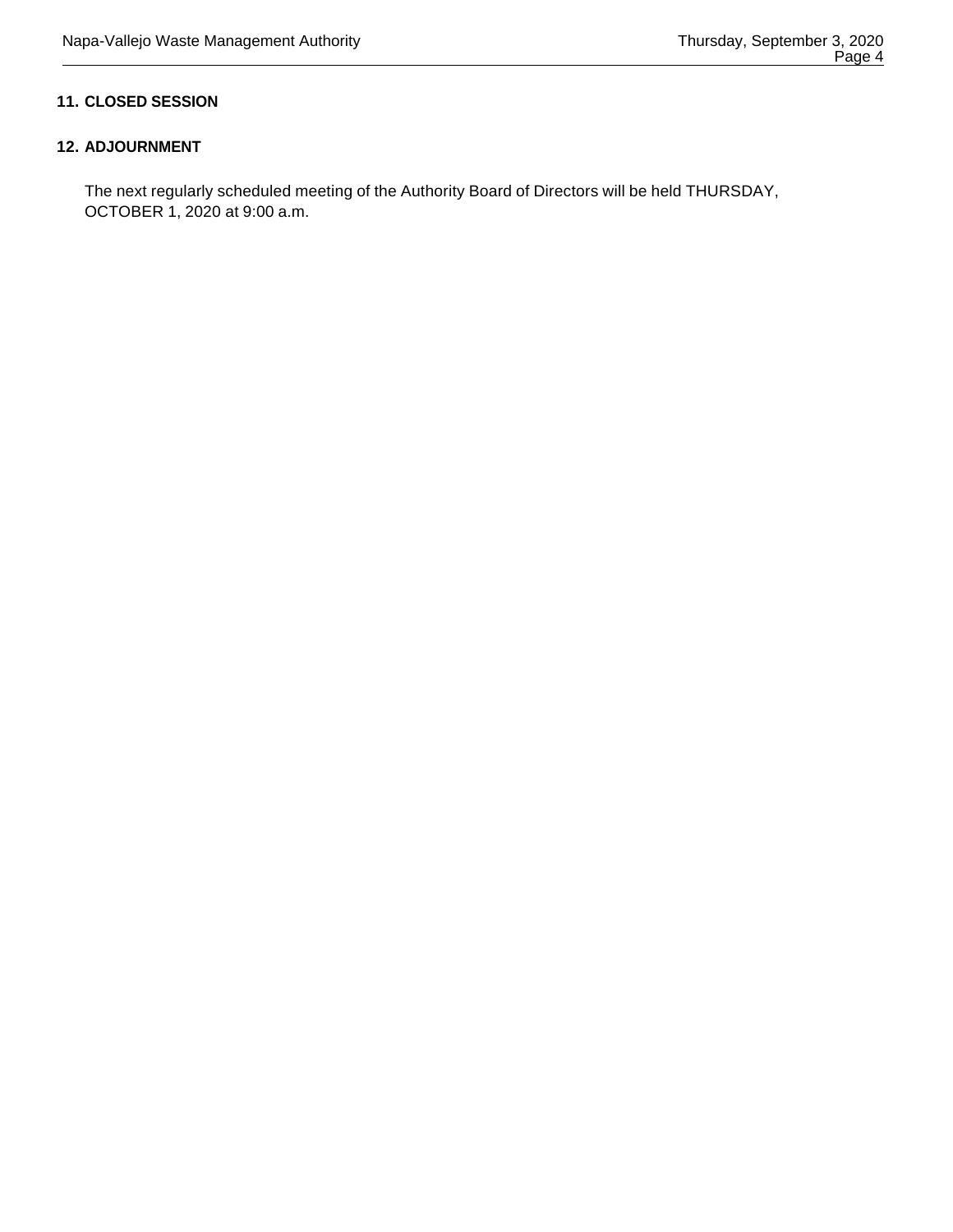**11. CLOSED SESSION**

**12. ADJOURNMENT**

The next regularly scheduled meeting of the Authority Board of Directors will be held THURSDAY, OCTOBER 1, 2020 at 9:00 a.m.